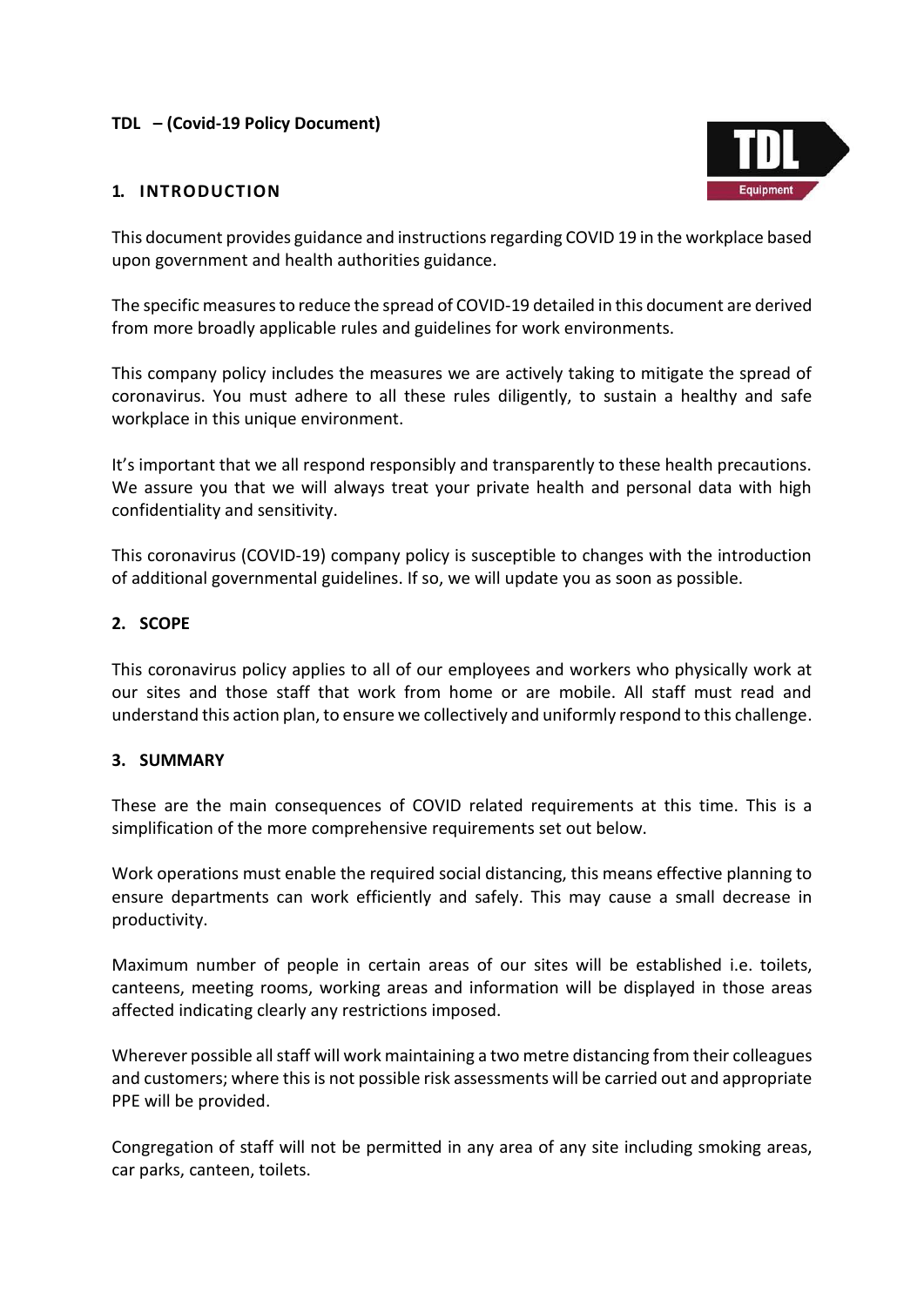**TDL – (Covid-19 Policy Document)**

## 1. INTRODUCTION

This document provides guidance and instructions regarding COVID 19 in the workplace based upon government and health authorities guidance.

The specific measures to reduce the spread of COVID-19 detailed in this document are derived from more broadly applicable rules and guidelines for work environments.

This company policy includes the measures we are actively taking to mitigate the spread of coronavirus. You must adhere to all these rules diligently, to sustain a healthy and safe workplace in this unique environment.

It's important that we all respond responsibly and transparently to these health precautions. We assure you that we will always treat your private health and personal data with high confidentiality and sensitivity.

This coronavirus (COVID-19) company policy is susceptible to changes with the introduction of additional governmental guidelines. If so, we will update you as soon as possible.

## 2. SCOPE

This coronavirus policy applies to all of our employees and workers who physically work at our sites and those staff that work from home or are mobile. All staff must read and understand this action plan, to ensure we collectively and uniformly respond to this challenge.

## 3. SUMMARY

These are the main consequences of COVID related requirements at this time. This is a simplification of the more comprehensive requirements set out below.

Work operations must enable the required social distancing, this means effective planning to ensure departments can work efficiently and safely. This may cause a small decrease in productivity.

Maximum number of people in certain areas of our sites will be established i.e. toilets, canteens, meeting rooms, working areas and information will be displayed in those areas affected indicating clearly any restrictions imposed.

Wherever possible all staff will work maintaining a two metre distancing from their colleagues and customers; where this is not possible risk assessments will be carried out and appropriate PPE will be provided.

Congregation of staff will not be permitted in any area of any site including smoking areas, car parks, canteen, toilets.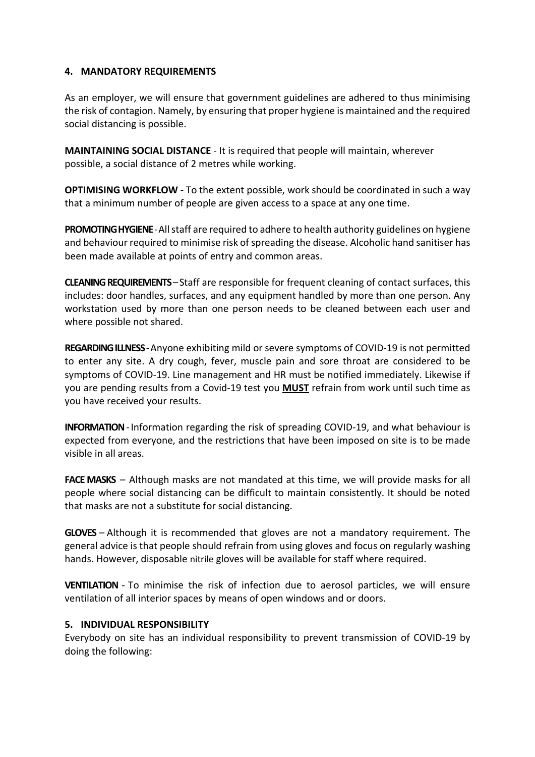## 4. MANDATORY REQUIREMENTS

As an employer, we will ensure that government guidelines are adhered to thus minimising the risk of contagion. Namely, by ensuring that proper hygiene is maintained and the required social distancing is possible.

**MAINTAINING SOCIAL DISTANCE** - It is required that people will maintain, wherever possible, a social distance of 2 metres while working.

**OPTIMISING WORKFLOW** - To the extent possible, work should be coordinated in such a way that a minimum number of people are given access to a space at any one time.

**PROMOTING HYGIENE** - All staff are required to adhere to health authority guidelines on hygiene and behaviour required to minimise risk of spreading the disease. Alcoholic hand sanitiser has been made available at points of entry and common areas.

**CLEANING REQUIREMENTS** – Staff are responsible for frequent cleaning of contact surfaces, this includes: door handles, surfaces, and any equipment handled by more than one person. Any workstation used by more than one person needs to be cleaned between each user and where possible not shared.

**REGARDING ILLNESS** - Anyone exhibiting mild or severe symptoms of COVID-19 is not permitted to enter any site. A dry cough, fever, muscle pain and sore throat are considered to be symptoms of COVID-19. Line management and HR must be notified immediately. Likewise if you are pending results from a Covid-19 test you **MUST** refrain from work until such time as you have received your results.

**INFORMATION** - Information regarding the risk of spreading COVID-19, and what behaviour is expected from everyone, and the restrictions that have been imposed on site is to be made visible in all areas.

**FACE MASKS** – Although masks are not mandated at this time, we will provide masks for all people where social distancing can be difficult to maintain consistently. It should be noted that masks are not a substitute for social distancing.

**GLOVES** – Although it is recommended that gloves are not a mandatory requirement. The general advice is that people should refrain from using gloves and focus on regularly washing hands. However, disposable nitrile gloves will be available for staff where required.

**VENTILATION** - To minimise the risk of infection due to aerosol particles, we will ensure ventilation of all interior spaces by means of open windows and or doors.

## 5. INDIVIDUAL RESPONSIBILITY

Everybody on site has an individual responsibility to prevent transmission of COVID-19 by doing the following: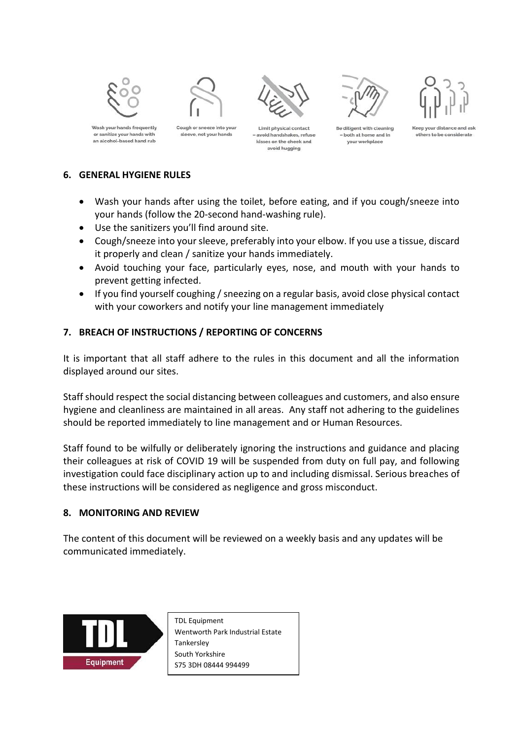Wash your hands frequently or sanitize your hands with an alcohol-based hand rub

Cough or sneeze into your sleeve, not your hands

Limit physical contact – avoid handshakes, refuse kisses on the cheek and avoid hugging

Be diligent with cleaning – both at home and in your workplace

Keep your distance and ask others to be considerate

## 6. GENERAL HYGIENE RULES

- Wash your hands after using the toilet, before eating, and if you cough/sneeze into your hands (follow the 20-second hand-washing rule).
- Use the sanitizers you'll find around site.
- Cough/sneeze into your sleeve, preferably into your elbow. If you use a tissue, discard it properly and clean / sanitize your hands immediately.
- Avoid touching your face, particularly eyes, nose, and mouth with your hands to prevent getting infected.
- If you find yourself coughing / sneezing on a regular basis, avoid close physical contact with your coworkers and notify your line management immediately

## 7. BREACH OF INSTRUCTIONS / REPORTING OF CONCERNS

It is important that all staff adhere to the rules in this document and all the information displayed around our sites.

Staff should respect the social distancing between colleagues and customers, and also ensure hygiene and cleanliness are maintained in all areas. Any staff not adhering to the guidelines should be reported immediately to line management and or Human Resources.

Staff found to be wilfully or deliberately ignoring the instructions and guidance and placing their colleagues at risk of COVID 19 will be suspended from duty on full pay, and following investigation could face disciplinary action up to and including dismissal. Serious breaches of these instructions will be considered as negligence and gross misconduct.

## 8. MONITORING AND REVIEW

The content of this document will be reviewed on a weekly basis and any updates will be communicated immediately.

TDL Equipment

TDL Equipment
Wentworth Park Industrial Estate
Tankersley
South Yorkshire
S75 3DH 08444 994499